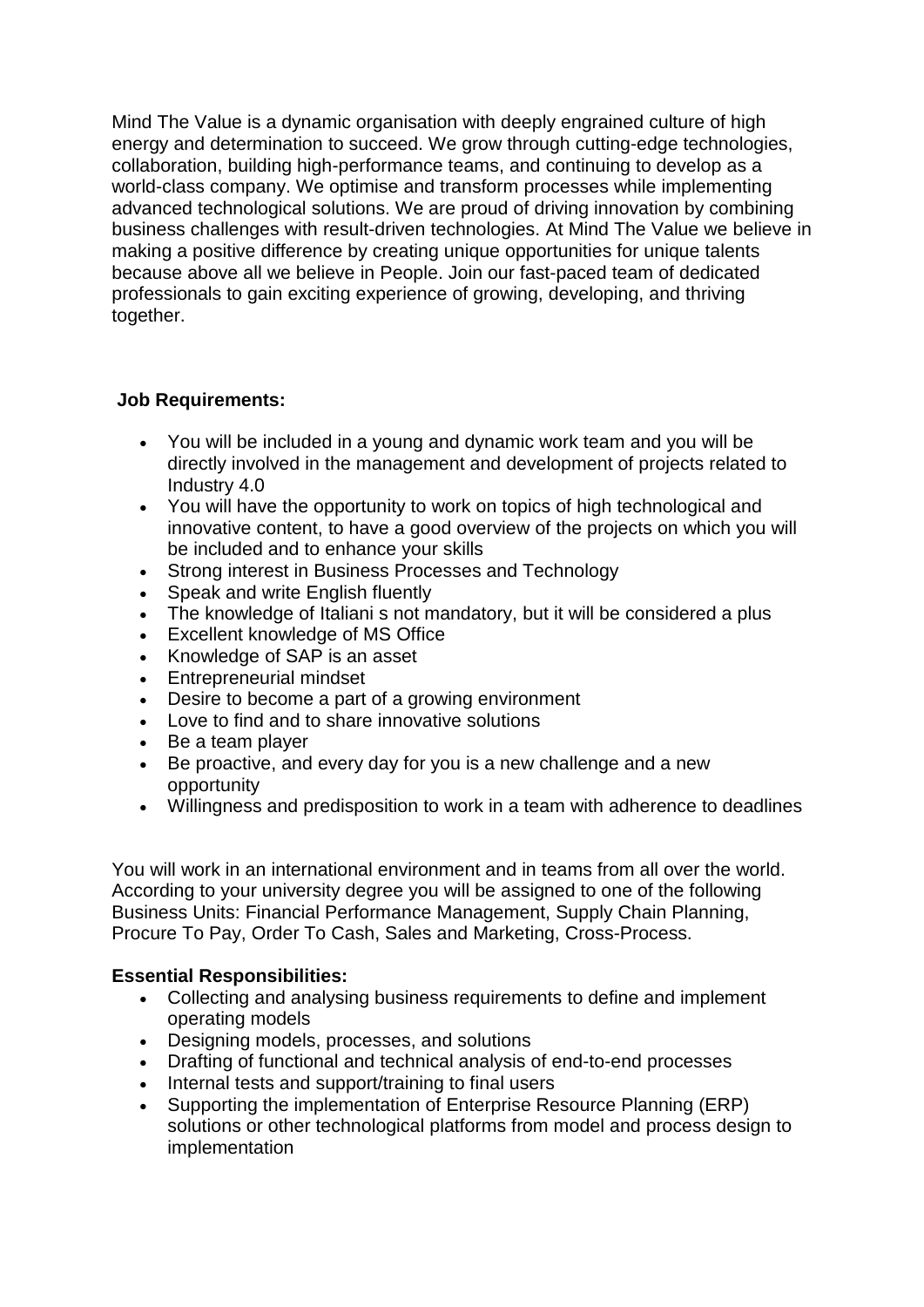Mind The Value is a dynamic organisation with deeply engrained culture of high energy and determination to succeed. We grow through cutting-edge technologies, collaboration, building high-performance teams, and continuing to develop as a world-class company. We optimise and transform processes while implementing advanced technological solutions. We are proud of driving innovation by combining business challenges with result-driven technologies. At Mind The Value we believe in making a positive difference by creating unique opportunities for unique talents because above all we believe in People. Join our fast-paced team of dedicated professionals to gain exciting experience of growing, developing, and thriving together.

**Job Requirements:**

- You will be included in a young and dynamic work team and you will be directly involved in the management and development of projects related to Industry 4.0
- You will have the opportunity to work on topics of high technological and innovative content, to have a good overview of the projects on which you will be included and to enhance your skills
- Strong interest in Business Processes and Technology
- Speak and write English fluently
- The knowledge of Italiani s not mandatory, but it will be considered a plus
- Excellent knowledge of MS Office
- Knowledge of SAP is an asset
- Entrepreneurial mindset
- Desire to become a part of a growing environment
- Love to find and to share innovative solutions
- Be a team player
- Be proactive, and every day for you is a new challenge and a new opportunity
- Willingness and predisposition to work in a team with adherence to deadlines

You will work in an international environment and in teams from all over the world. According to your university degree you will be assigned to one of the following Business Units: Financial Performance Management, Supply Chain Planning, Procure To Pay, Order To Cash, Sales and Marketing, Cross-Process.

**Essential Responsibilities:**

- Collecting and analysing business requirements to define and implement operating models
- Designing models, processes, and solutions
- Drafting of functional and technical analysis of end-to-end processes
- Internal tests and support/training to final users
- Supporting the implementation of Enterprise Resource Planning (ERP) solutions or other technological platforms from model and process design to implementation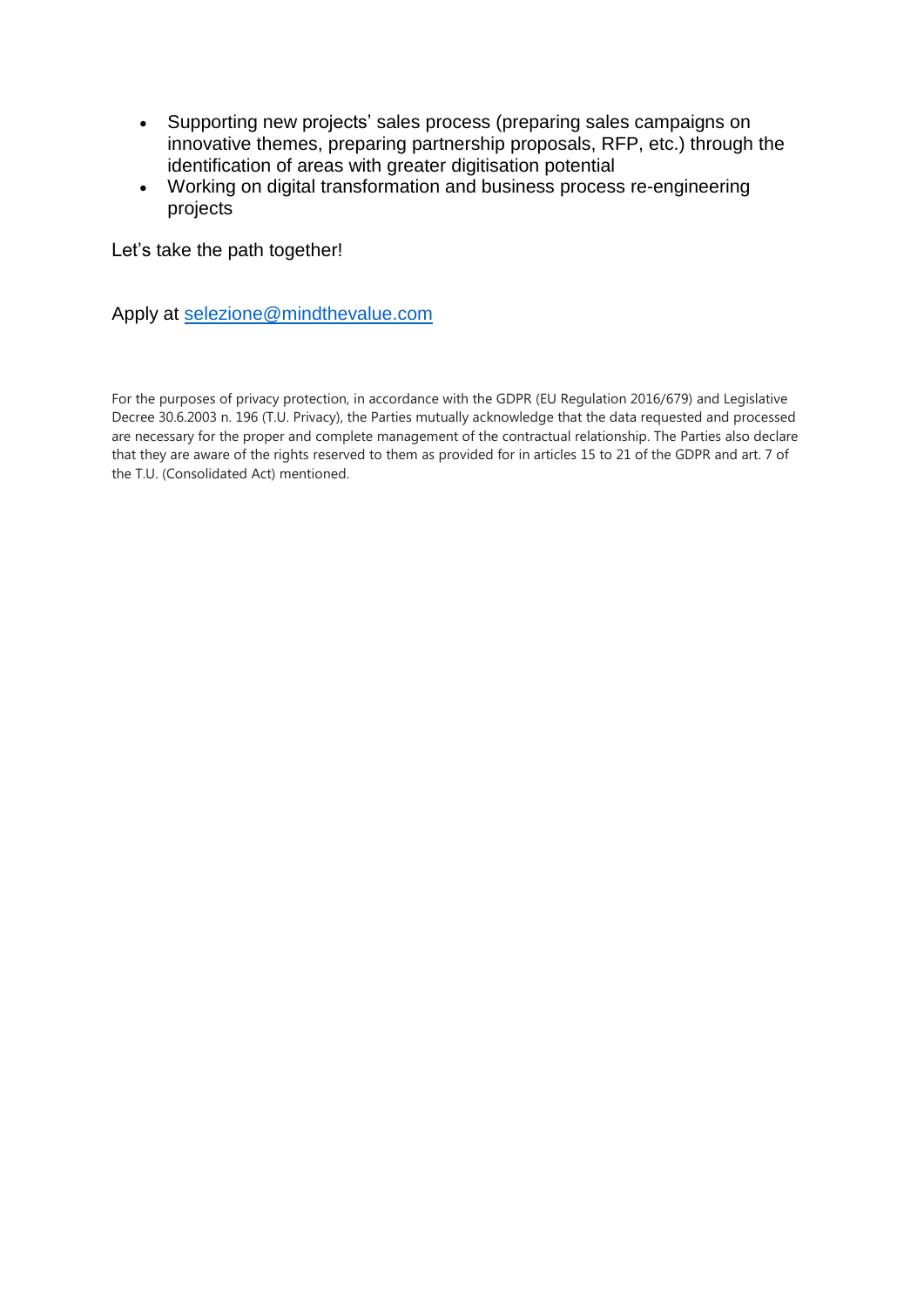- Supporting new projects' sales process (preparing sales campaigns on innovative themes, preparing partnership proposals, RFP, etc.) through the identification of areas with greater digitisation potential
- Working on digital transformation and business process re-engineering projects

Let's take the path together!

Apply at [selezione@mindthevalue.com](mailto:selezione@mindthevalue.com)

For the purposes of privacy protection, in accordance with the GDPR (EU Regulation 2016/679) and Legislative Decree 30.6.2003 n. 196 (T.U. Privacy), the Parties mutually acknowledge that the data requested and processed are necessary for the proper and complete management of the contractual relationship. The Parties also declare that they are aware of the rights reserved to them as provided for in articles 15 to 21 of the GDPR and art. 7 of the T.U. (Consolidated Act) mentioned.